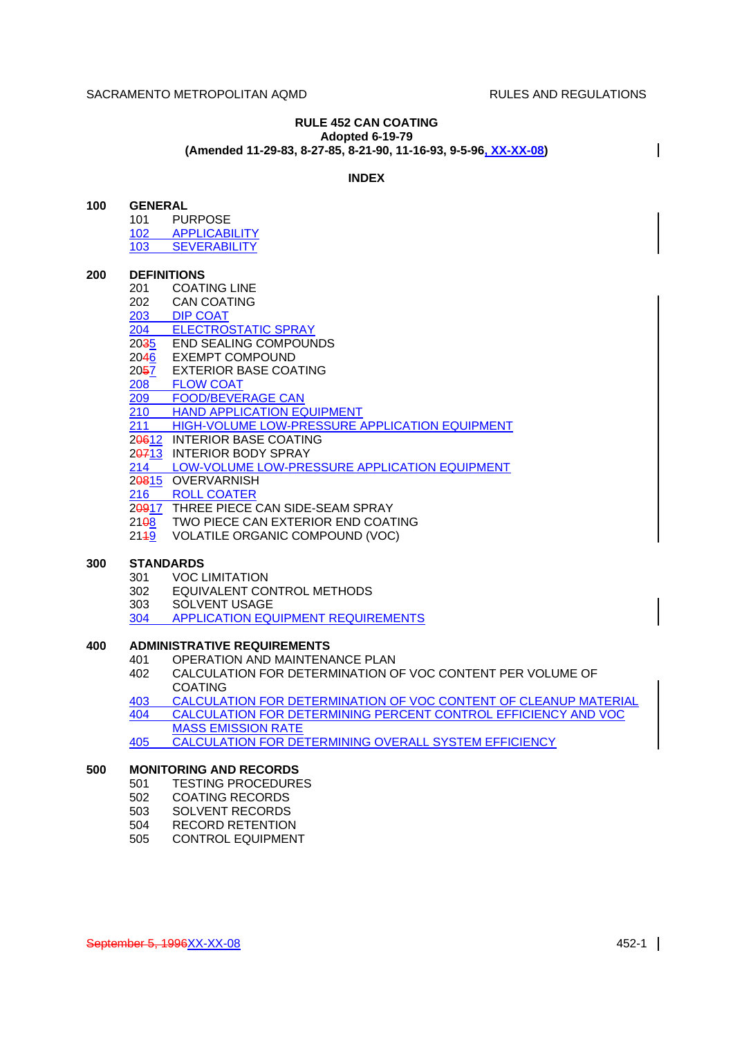# RULE 452 CAN COATING

**Adopted 6-19-79**

**(Amended 11-29-83, 8-27-85, 8-21-90, 11-16-93, 9-5-96, XX-XX-08)**

## INDEX

**100 GENERAL**

- 101 PURPOSE
- 102 APPLICABILITY
- 103 SEVERABILITY

**200 DEFINITIONS**

- 201 COATING LINE
- 202 CAN COATING
- 203 DIP COAT
- 204 ELECTROSTATIC SPRAY
- 20~~3~~5 END SEALING COMPOUNDS
- 20~~4~~6 EXEMPT COMPOUND
- 20~~5~~7 EXTERIOR BASE COATING
- 208 FLOW COAT
- 209 FOOD/BEVERAGE CAN
- 210 HAND APPLICATION EQUIPMENT
- 211 HIGH-VOLUME LOW-PRESSURE APPLICATION EQUIPMENT
- 2~~06~~12 INTERIOR BASE COATING
- 2~~07~~13 INTERIOR BODY SPRAY
- 214 LOW-VOLUME LOW-PRESSURE APPLICATION EQUIPMENT
- 2~~08~~15 OVERVARNISH
- 216 ROLL COATER
- 2~~09~~17 THREE PIECE CAN SIDE-SEAM SPRAY
- 21~~0~~8 TWO PIECE CAN EXTERIOR END COATING
- 21~~1~~9 VOLATILE ORGANIC COMPOUND (VOC)

**300 STANDARDS**

- 301 VOC LIMITATION
- 302 EQUIVALENT CONTROL METHODS
- 303 SOLVENT USAGE
- 304 APPLICATION EQUIPMENT REQUIREMENTS

**400 ADMINISTRATIVE REQUIREMENTS**

- 401 OPERATION AND MAINTENANCE PLAN
- 402 CALCULATION FOR DETERMINATION OF VOC CONTENT PER VOLUME OF COATING
- 403 CALCULATION FOR DETERMINATION OF VOC CONTENT OF CLEANUP MATERIAL
- 404 CALCULATION FOR DETERMINING PERCENT CONTROL EFFICIENCY AND VOC MASS EMISSION RATE
- 405 CALCULATION FOR DETERMINING OVERALL SYSTEM EFFICIENCY

**500 MONITORING AND RECORDS**

- 501 TESTING PROCEDURES
- 502 COATING RECORDS
- 503 SOLVENT RECORDS
- 504 RECORD RETENTION
- 505 CONTROL EQUIPMENT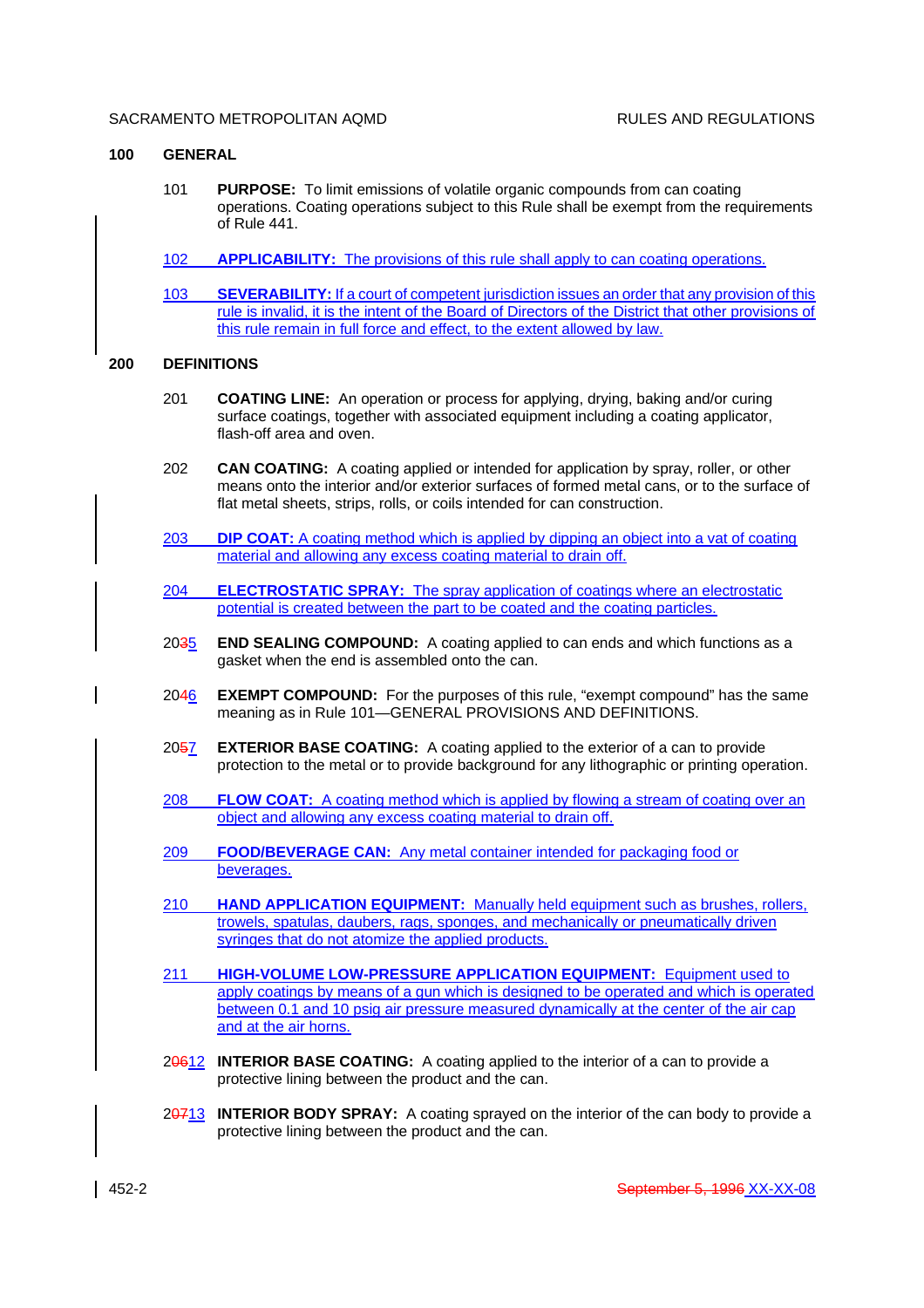## 100 GENERAL

101 **PURPOSE:** To limit emissions of volatile organic compounds from can coating operations. Coating operations subject to this Rule shall be exempt from the requirements of Rule 441.

102 **APPLICABILITY:** The provisions of this rule shall apply to can coating operations.

103 **SEVERABILITY:** If a court of competent jurisdiction issues an order that any provision of this rule is invalid, it is the intent of the Board of Directors of the District that other provisions of this rule remain in full force and effect, to the extent allowed by law.

## 200 DEFINITIONS

201 **COATING LINE:** An operation or process for applying, drying, baking and/or curing surface coatings, together with associated equipment including a coating applicator, flash-off area and oven.

202 **CAN COATING:** A coating applied or intended for application by spray, roller, or other means onto the interior and/or exterior surfaces of formed metal cans, or to the surface of flat metal sheets, strips, rolls, or coils intended for can construction.

203 **DIP COAT:** A coating method which is applied by dipping an object into a vat of coating material and allowing any excess coating material to drain off.

204 **ELECTROSTATIC SPRAY:** The spray application of coatings where an electrostatic potential is created between the part to be coated and the coating particles.

20~~3~~5 **END SEALING COMPOUND:** A coating applied to can ends and which functions as a gasket when the end is assembled onto the can.

20~~4~~6 **EXEMPT COMPOUND:** For the purposes of this rule, "exempt compound" has the same meaning as in Rule 101—GENERAL PROVISIONS AND DEFINITIONS.

20~~5~~7 **EXTERIOR BASE COATING:** A coating applied to the exterior of a can to provide protection to the metal or to provide background for any lithographic or printing operation.

208 **FLOW COAT:** A coating method which is applied by flowing a stream of coating over an object and allowing any excess coating material to drain off.

209 **FOOD/BEVERAGE CAN:** Any metal container intended for packaging food or beverages.

210 **HAND APPLICATION EQUIPMENT:** Manually held equipment such as brushes, rollers, trowels, spatulas, daubers, rags, sponges, and mechanically or pneumatically driven syringes that do not atomize the applied products.

211 **HIGH-VOLUME LOW-PRESSURE APPLICATION EQUIPMENT:** Equipment used to apply coatings by means of a gun which is designed to be operated and which is operated between 0.1 and 10 psig air pressure measured dynamically at the center of the air cap and at the air horns.

2~~06~~12 **INTERIOR BASE COATING:** A coating applied to the interior of a can to provide a protective lining between the product and the can.

2~~07~~13 **INTERIOR BODY SPRAY:** A coating sprayed on the interior of the can body to provide a protective lining between the product and the can.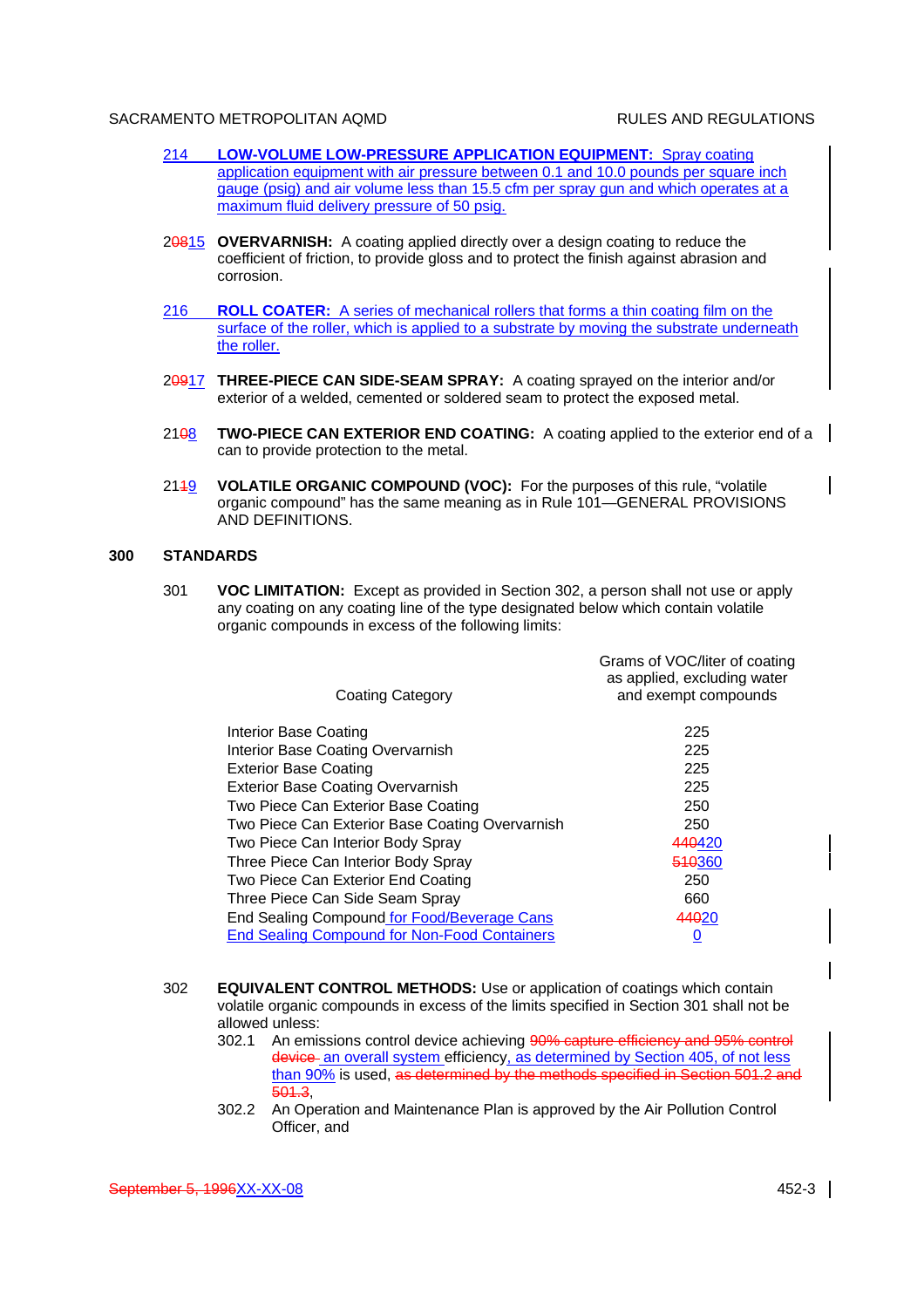214 **LOW-VOLUME LOW-PRESSURE APPLICATION EQUIPMENT:** Spray coating application equipment with air pressure between 0.1 and 10.0 pounds per square inch gauge (psig) and air volume less than 15.5 cfm per spray gun and which operates at a maximum fluid delivery pressure of 50 psig.

2~~08~~15 **OVERVARNISH:** A coating applied directly over a design coating to reduce the coefficient of friction, to provide gloss and to protect the finish against abrasion and corrosion.

216 **ROLL COATER:** A series of mechanical rollers that forms a thin coating film on the surface of the roller, which is applied to a substrate by moving the substrate underneath the roller.

2~~09~~17 **THREE-PIECE CAN SIDE-SEAM SPRAY:** A coating sprayed on the interior and/or exterior of a welded, cemented or soldered seam to protect the exposed metal.

21~~0~~8 **TWO-PIECE CAN EXTERIOR END COATING:** A coating applied to the exterior end of a can to provide protection to the metal.

21~~1~~9 **VOLATILE ORGANIC COMPOUND (VOC):** For the purposes of this rule, "volatile organic compound" has the same meaning as in Rule 101—GENERAL PROVISIONS AND DEFINITIONS.

## 300 STANDARDS

301 **VOC LIMITATION:** Except as provided in Section 302, a person shall not use or apply any coating on any coating line of the type designated below which contain volatile organic compounds in excess of the following limits:

| Coating Category | Grams of VOC/liter of coating as applied, excluding water and exempt compounds |
|---|---|
| Interior Base Coating | 225 |
| Interior Base Coating Overvarnish | 225 |
| Exterior Base Coating | 225 |
| Exterior Base Coating Overvarnish | 225 |
| Two Piece Can Exterior Base Coating | 250 |
| Two Piece Can Exterior Base Coating Overvarnish | 250 |
| Two Piece Can Interior Body Spray | ~~440~~420 |
| Three Piece Can Interior Body Spray | ~~510~~360 |
| Two Piece Can Exterior End Coating | 250 |
| Three Piece Can Side Seam Spray | 660 |
| End Sealing Compound for Food/Beverage Cans | ~~440~~20 |
| End Sealing Compound for Non-Food Containers | 0 |

302 **EQUIVALENT CONTROL METHODS:** Use or application of coatings which contain volatile organic compounds in excess of the limits specified in Section 301 shall not be allowed unless:

302.1 An emissions control device achieving ~~90% capture efficiency and 95% control device~~ an overall system efficiency, as determined by Section 405, of not less than 90% is used, ~~as determined by the methods specified in Section 501.2 and 501.3~~,

302.2 An Operation and Maintenance Plan is approved by the Air Pollution Control Officer, and

~~September 5, 1996~~XX-XX-08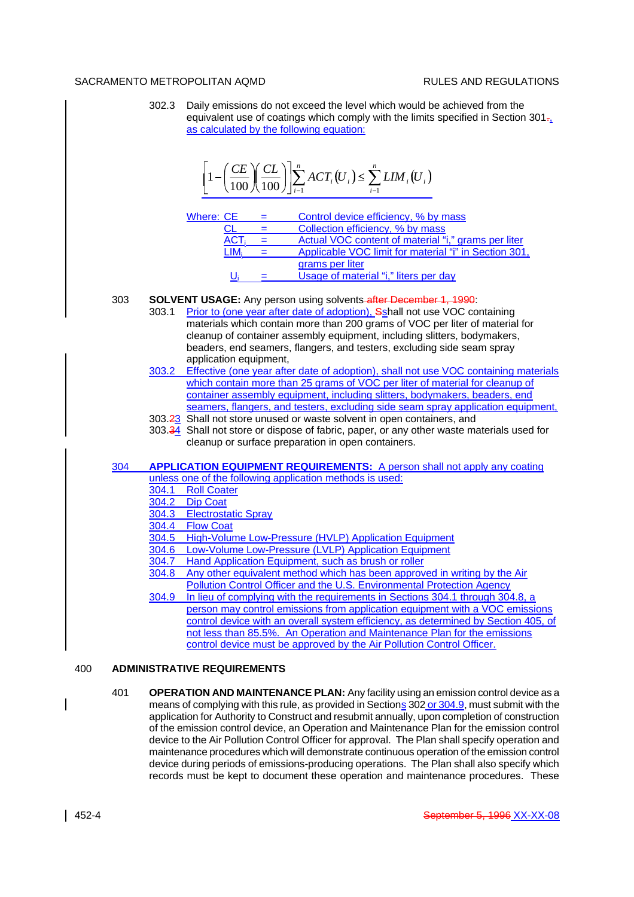302.3 Daily emissions do not exceed the level which would be achieved from the equivalent use of coatings which comply with the limits specified in Section 301., as calculated by the following equation:

$$\left[1-\left(\frac{CE}{100}\right)\left(\frac{CL}{100}\right)\right]\sum_{i=1}^{n} ACT_i(U_i) \leq \sum_{i=1}^{n} LIM_i(U_i)$$

Where:

| | | |
|---|---|---|
| CE | = | Control device efficiency, % by mass |
| CL | = | Collection efficiency, % by mass |
| $ACT_i$ | = | Actual VOC content of material "i," grams per liter |
| $LIM_i$ | = | Applicable VOC limit for material "i" in Section 301, grams per liter |
| $U_i$ | = | Usage of material "i," liters per day |

303 **SOLVENT USAGE:** Any person using solvents after December 1, 1990:

303.1 Prior to (one year after date of adoption), Sshall not use VOC containing materials which contain more than 200 grams of VOC per liter of material for cleanup of container assembly equipment, including slitters, bodymakers, beaders, end seamers, flangers, and testers, excluding side seam spray application equipment,

303.2 Effective (one year after date of adoption), shall not use VOC containing materials which contain more than 25 grams of VOC per liter of material for cleanup of container assembly equipment, including slitters, bodymakers, beaders, end seamers, flangers, and testers, excluding side seam spray application equipment,

303.23 Shall not store unused or waste solvent in open containers, and

303.34 Shall not store or dispose of fabric, paper, or any other waste materials used for cleanup or surface preparation in open containers.

304 **APPLICATION EQUIPMENT REQUIREMENTS:** A person shall not apply any coating unless one of the following application methods is used:

304.1 Roll Coater

304.2 Dip Coat

304.3 Electrostatic Spray

304.4 Flow Coat

304.5 High-Volume Low-Pressure (HVLP) Application Equipment

304.6 Low-Volume Low-Pressure (LVLP) Application Equipment

304.7 Hand Application Equipment, such as brush or roller

304.8 Any other equivalent method which has been approved in writing by the Air Pollution Control Officer and the U.S. Environmental Protection Agency

304.9 In lieu of complying with the requirements in Sections 304.1 through 304.8, a person may control emissions from application equipment with a VOC emissions control device with an overall system efficiency, as determined by Section 405, of not less than 85.5%. An Operation and Maintenance Plan for the emissions control device must be approved by the Air Pollution Control Officer.

## 400 ADMINISTRATIVE REQUIREMENTS

401 **OPERATION AND MAINTENANCE PLAN:** Any facility using an emission control device as a means of complying with this rule, as provided in Sections 302 or 304.9, must submit with the application for Authority to Construct and resubmit annually, upon completion of construction of the emission control device, an Operation and Maintenance Plan for the emission control device to the Air Pollution Control Officer for approval. The Plan shall specify operation and maintenance procedures which will demonstrate continuous operation of the emission control device during periods of emissions-producing operations. The Plan shall also specify which records must be kept to document these operation and maintenance procedures. These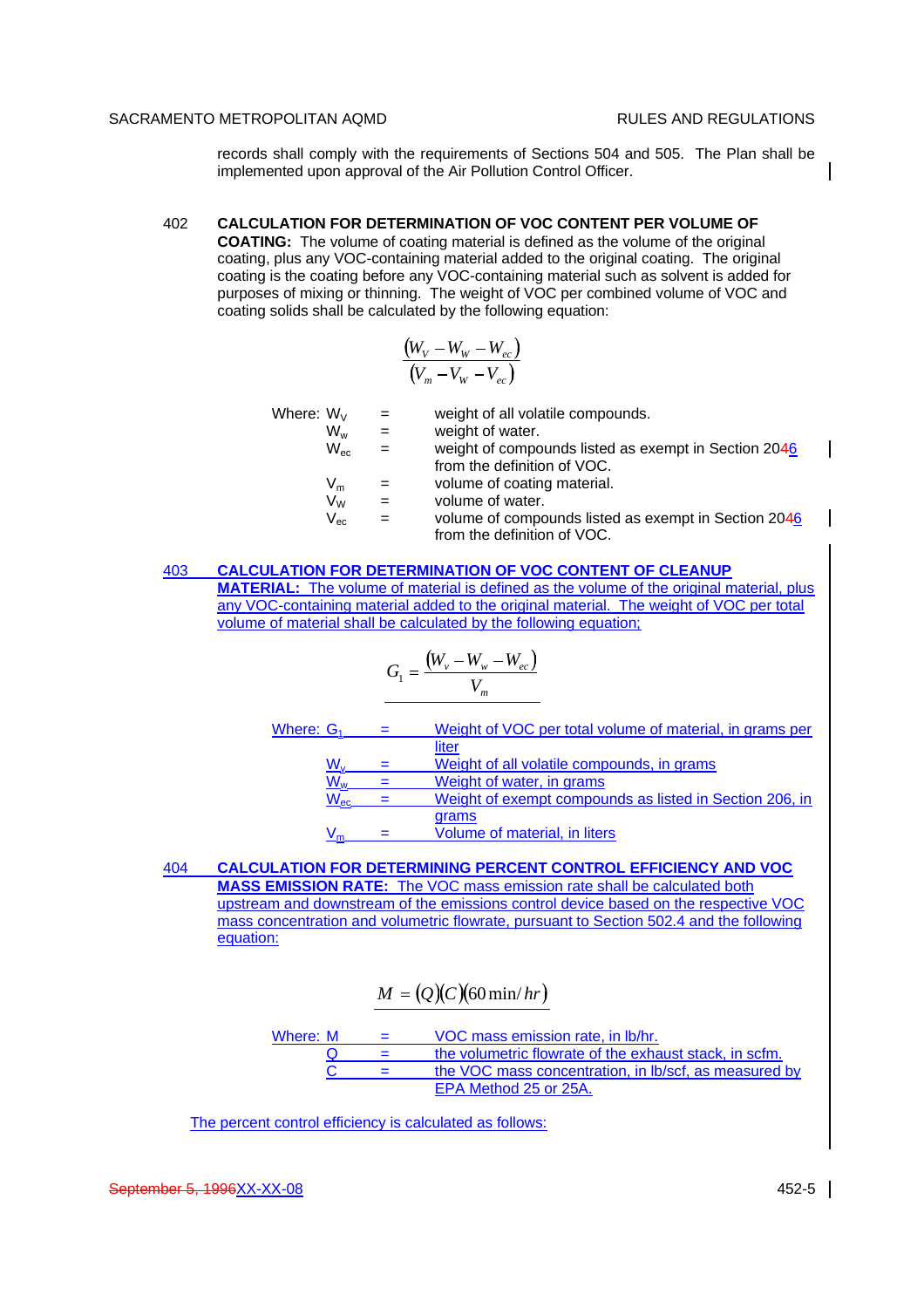records shall comply with the requirements of Sections 504 and 505. The Plan shall be implemented upon approval of the Air Pollution Control Officer.

402 **CALCULATION FOR DETERMINATION OF VOC CONTENT PER VOLUME OF COATING:** The volume of coating material is defined as the volume of the original coating, plus any VOC-containing material added to the original coating. The original coating is the coating before any VOC-containing material such as solvent is added for purposes of mixing or thinning. The weight of VOC per combined volume of VOC and coating solids shall be calculated by the following equation:

$$\frac{(W_V - W_W - W_{ec})}{(V_m - V_W - V_{ec})}$$

Where:
- $W_V$ = weight of all volatile compounds.
- $W_w$ = weight of water.
- $W_{ec}$ = weight of compounds listed as exempt in Section 2046 from the definition of VOC.
- $V_m$ = volume of coating material.
- $V_W$ = volume of water.
- $V_{ec}$ = volume of compounds listed as exempt in Section 2046 from the definition of VOC.

403 **CALCULATION FOR DETERMINATION OF VOC CONTENT OF CLEANUP MATERIAL:** The volume of material is defined as the volume of the original material, plus any VOC-containing material added to the original material. The weight of VOC per total volume of material shall be calculated by the following equation;

$$G_1 = \frac{(W_v - W_w - W_{ec})}{V_m}$$

Where:
- $G_1$ = Weight of VOC per total volume of material, in grams per liter
- $W_v$ = Weight of all volatile compounds, in grams
- $W_w$ = Weight of water, in grams
- $W_{ec}$ = Weight of exempt compounds as listed in Section 206, in grams
- $V_m$ = Volume of material, in liters

404 **CALCULATION FOR DETERMINING PERCENT CONTROL EFFICIENCY AND VOC MASS EMISSION RATE:** The VOC mass emission rate shall be calculated both upstream and downstream of the emissions control device based on the respective VOC mass concentration and volumetric flowrate, pursuant to Section 502.4 and the following equation:

$$M = (Q)(C)(60\,\text{min}/hr)$$

Where:
- M = VOC mass emission rate, in lb/hr.
- Q = the volumetric flowrate of the exhaust stack, in scfm.
- C = the VOC mass concentration, in lb/scf, as measured by EPA Method 25 or 25A.

The percent control efficiency is calculated as follows: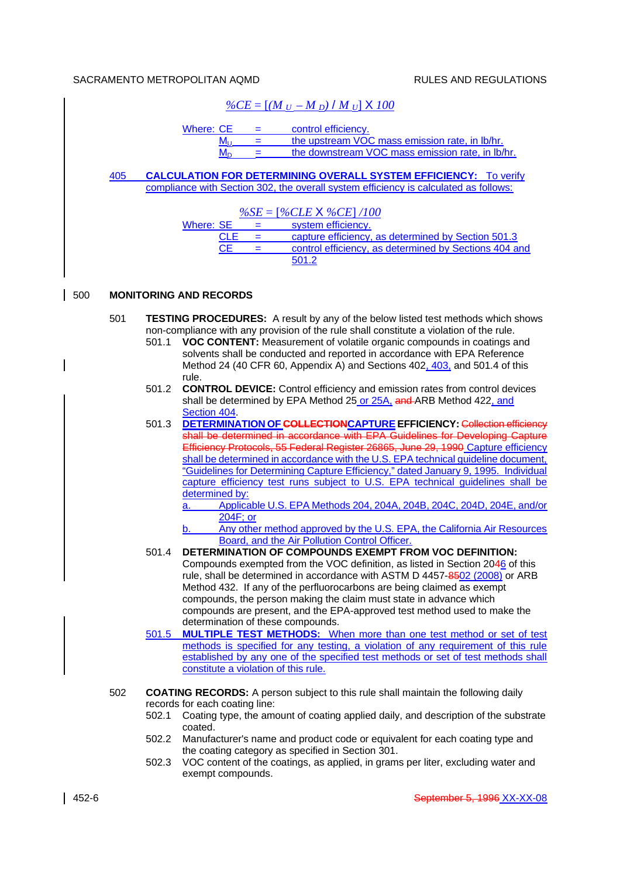$$\%CE = [(M_U - M_D) / M_U] \times 100$$

Where: CE = control efficiency.
$M_U$ = the upstream VOC mass emission rate, in lb/hr.
$M_D$ = the downstream VOC mass emission rate, in lb/hr.

405 **CALCULATION FOR DETERMINING OVERALL SYSTEM EFFICIENCY:** To verify compliance with Section 302, the overall system efficiency is calculated as follows:

$$\%SE = [\%CLE \times \%CE] / 100$$

Where: SE = system efficiency.
CLE = capture efficiency, as determined by Section 501.3
CE = control efficiency, as determined by Sections 404 and 501.2

## 500 MONITORING AND RECORDS

501 **TESTING PROCEDURES:** A result by any of the below listed test methods which shows non-compliance with any provision of the rule shall constitute a violation of the rule.

501.1 **VOC CONTENT:** Measurement of volatile organic compounds in coatings and solvents shall be conducted and reported in accordance with EPA Reference Method 24 (40 CFR 60, Appendix A) and Sections 402, 403, and 501.4 of this rule.

501.2 **CONTROL DEVICE:** Control efficiency and emission rates from control devices shall be determined by EPA Method 25 ~~and~~ or 25A, ARB Method 422, and Section 404.

501.3 **DETERMINATION OF ~~COLLECTION~~CAPTURE EFFICIENCY:** ~~Collection efficiency shall be determined in accordance with EPA Guidelines for Developing Capture Efficiency Protocols, 55 Federal Register 26865, June 29, 1990~~ Capture efficiency shall be determined in accordance with the U.S. EPA technical guideline document, "Guidelines for Determining Capture Efficiency," dated January 9, 1995. Individual capture efficiency test runs subject to U.S. EPA technical guidelines shall be determined by:

a. Applicable U.S. EPA Methods 204, 204A, 204B, 204C, 204D, 204E, and/or 204F; or

b. Any other method approved by the U.S. EPA, the California Air Resources Board, and the Air Pollution Control Officer.

501.4 **DETERMINATION OF COMPOUNDS EXEMPT FROM VOC DEFINITION:** Compounds exempted from the VOC definition, as listed in Section 20~~4~~6 of this rule, shall be determined in accordance with ASTM D 4457-~~85~~02 (2008) or ARB Method 432. If any of the perfluorocarbons are being claimed as exempt compounds, the person making the claim must state in advance which compounds are present, and the EPA-approved test method used to make the determination of these compounds.

501.5 **MULTIPLE TEST METHODS:** When more than one test method or set of test methods is specified for any testing, a violation of any requirement of this rule established by any one of the specified test methods or set of test methods shall constitute a violation of this rule.

502 **COATING RECORDS:** A person subject to this rule shall maintain the following daily records for each coating line:

502.1 Coating type, the amount of coating applied daily, and description of the substrate coated.

502.2 Manufacturer's name and product code or equivalent for each coating type and the coating category as specified in Section 301.

502.3 VOC content of the coatings, as applied, in grams per liter, excluding water and exempt compounds.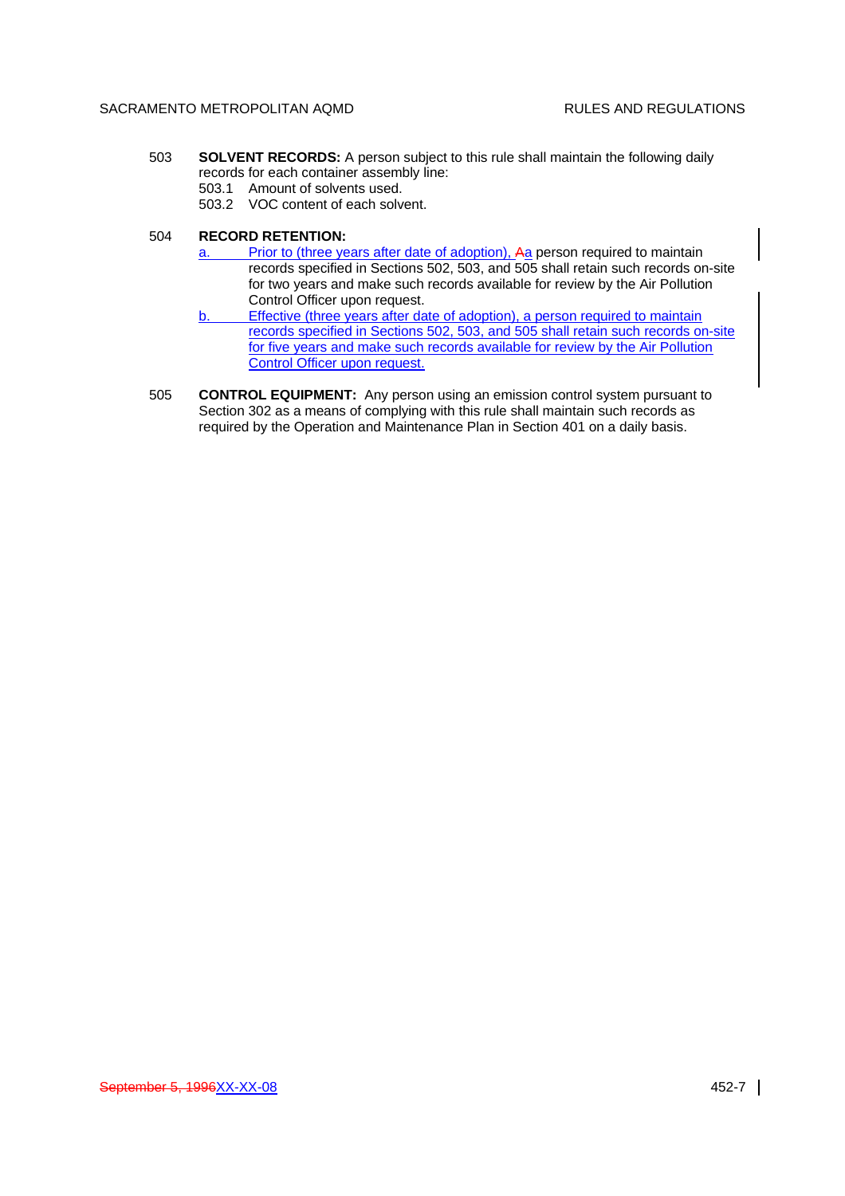503 **SOLVENT RECORDS:** A person subject to this rule shall maintain the following daily records for each container assembly line:

503.1 Amount of solvents used.

503.2 VOC content of each solvent.

504 **RECORD RETENTION:**

a. Prior to (three years after date of adoption), ~~A~~a person required to maintain records specified in Sections 502, 503, and 505 shall retain such records on-site for two years and make such records available for review by the Air Pollution Control Officer upon request.

b. Effective (three years after date of adoption), a person required to maintain records specified in Sections 502, 503, and 505 shall retain such records on-site for five years and make such records available for review by the Air Pollution Control Officer upon request.

505 **CONTROL EQUIPMENT:** Any person using an emission control system pursuant to Section 302 as a means of complying with this rule shall maintain such records as required by the Operation and Maintenance Plan in Section 401 on a daily basis.